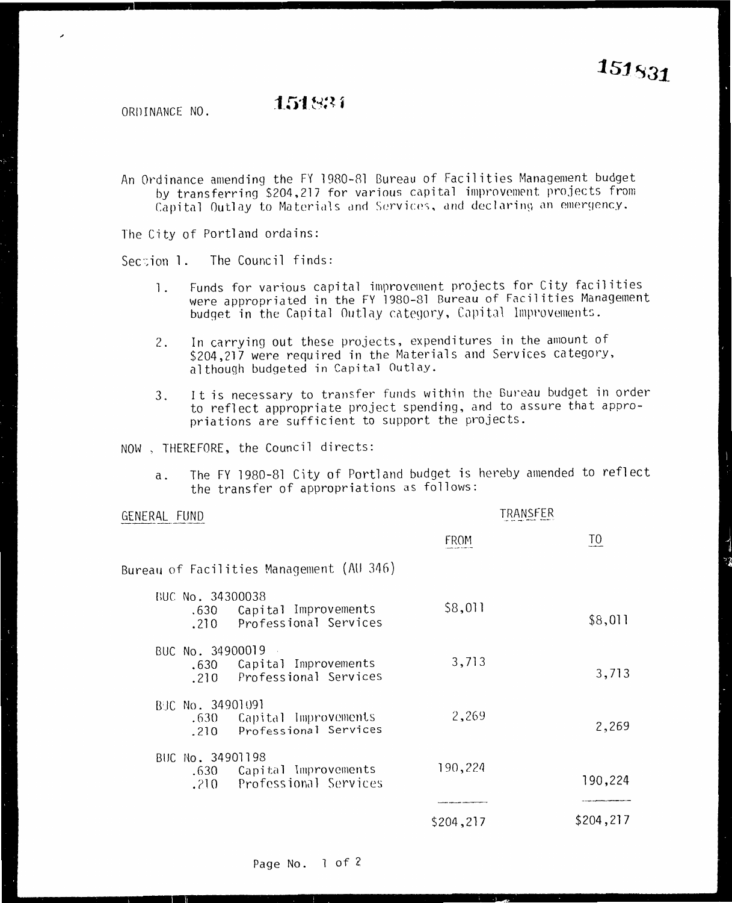151831

ORDINANCE NO. 151831

An Ordinance amending the FY 1980-81 Bureau of Facilities Management budget by transferring $204,217 for various capital improvement projects from Capital Outlay to Materials and Services, and declaring an emergency.

The City of Portland ordains:

Section 1. The Council finds:

1. Funds for various capital improvement projects for City facilities were appropriated in the FY 1980-81 Bureau of Facilities Management budget in the Capital Outlay category, Capital Improvements.

2. In carrying out these projects, expenditures in the amount of $204,217 were required in the Materials and Services category, although budgeted in Capital Outlay.

3. It is necessary to transfer funds within the Bureau budget in order to reflect appropriate project spending, and to assure that appropriations are sufficient to support the projects.

NOW, THEREFORE, the Council directs:

a. The FY 1980-81 City of Portland budget is hereby amended to reflect the transfer of appropriations as follows:

| GENERAL FUND | TRANSFER FROM | TRANSFER TO |
|---|---|---|
| Bureau of Facilities Management (AU 346) | | |
| BUC No. 34300038 | | |
| .630 Capital Improvements | $8,011 | |
| .210 Professional Services | | $8,011 |
| BUC No. 34900019 | | |
| .630 Capital Improvements | 3,713 | |
| .210 Professional Services | | 3,713 |
| BUC No. 34901091 | | |
| .630 Capital Improvements | 2,269 | |
| .210 Professional Services | | 2,269 |
| BUC No. 34901198 | | |
| .630 Capital Improvements | 190,224 | |
| .210 Professional Services | | 190,224 |
| | $204,217 | $204,217 |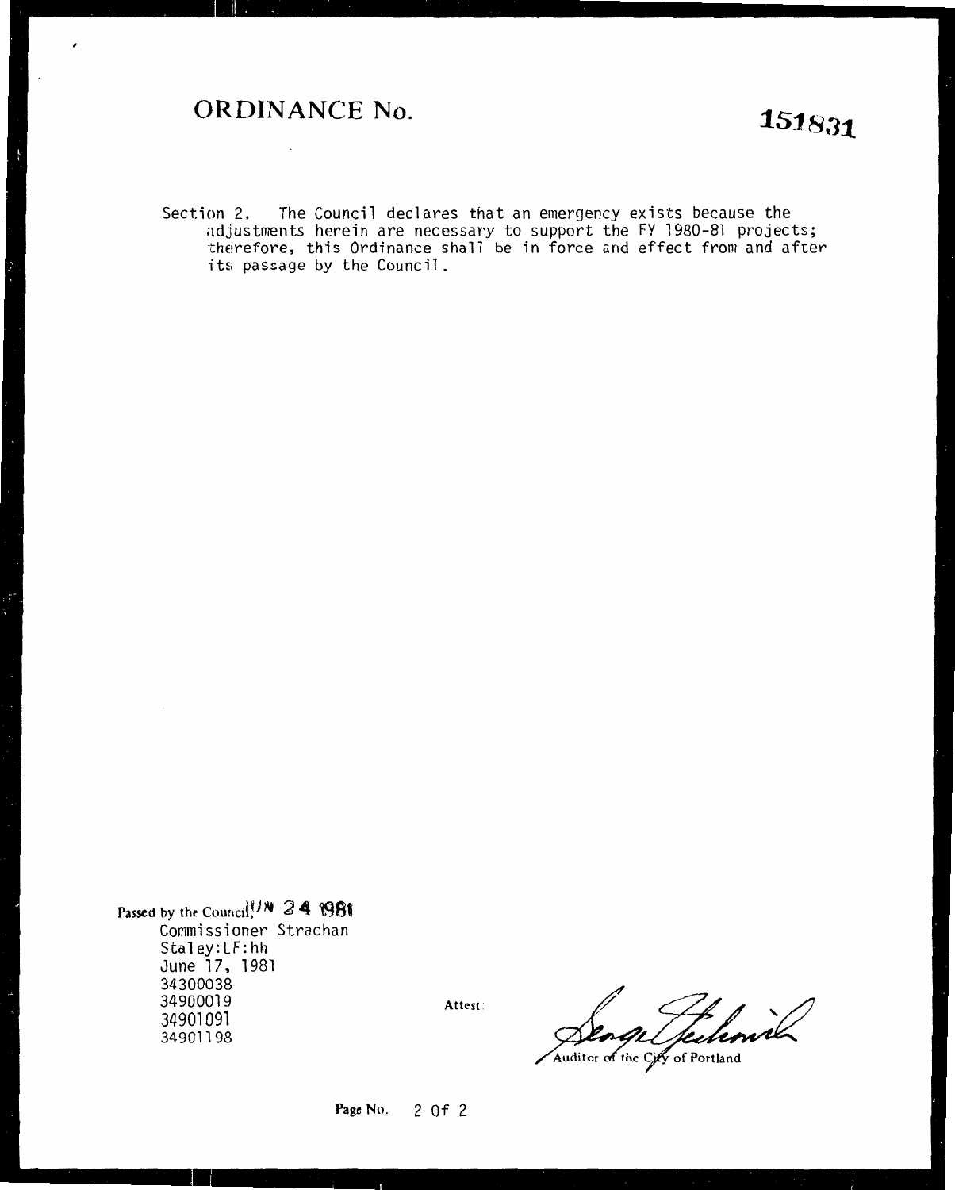# ORDINANCE No. 151831

Section 2. The Council declares that an emergency exists because the adjustments herein are necessary to support the FY 1980-81 projects; therefore, this Ordinance shall be in force and effect from and after its passage by the Council.

Passed by the Council, JUN 24 1981

Commissioner Strachan
Staley:LF:hh
June 17, 1981
34300038
34900019
34901091
34901198

Attest:

Auditor of the City of Portland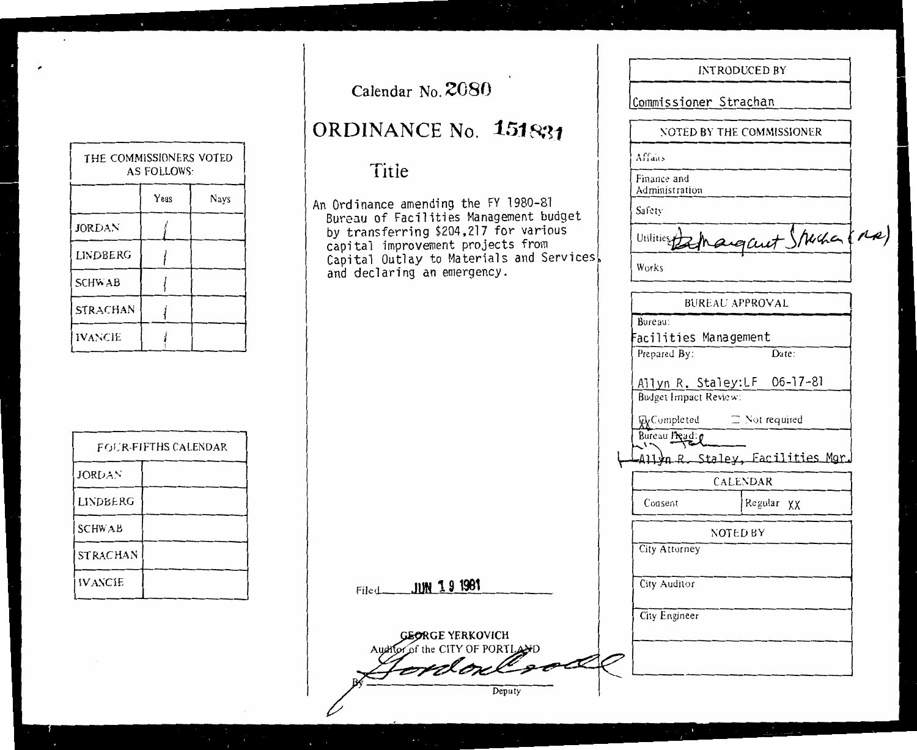| THE COMMISSIONERS VOTED AS FOLLOWS: | | |
|---|---|---|
| | Yeas | Nays |
| JORDAN | / | |
| LINDBERG | / | |
| SCHWAB | / | |
| STRACHAN | / | |
| IVANCIE | / | |

| FOUR-FIFTHS CALENDAR | |
|---|---|
| JORDAN | |
| LINDBERG | |
| SCHWAB | |
| STRACHAN | |
| IVANCIE | |

Calendar No. 2080

# ORDINANCE No. 151831

## Title

An Ordinance amending the FY 1980-81 Bureau of Facilities Management budget by transferring $204,217 for various capital improvement projects from Capital Outlay to Materials and Services, and declaring an emergency.

Filed JUN 19 1981

GEORGE YERKOVICH
Auditor of the CITY OF PORTLAND

By _______________ Deputy

| INTRODUCED BY |
|---|
| Commissioner Strachan |

| NOTED BY THE COMMISSIONER |
|---|
| Affairs |
| Finance and Administration |
| Safety |
| Utilities Margaret Strachan (RR) |
| Works |

| BUREAU APPROVAL | |
|---|---|
| Bureau: Facilities Management | |
| Prepared By: Allyn R. Staley:LF | Date: 06-17-81 |
| Budget Impact Review: XX Completed | ☐ Not required |
| Bureau Head: Allyn R. Staley, Facilities Mgr. | |

| CALENDAR | |
|---|---|
| Consent | Regular XX |

| NOTED BY |
|---|
| City Attorney |
| City Auditor |
| City Engineer |
| |